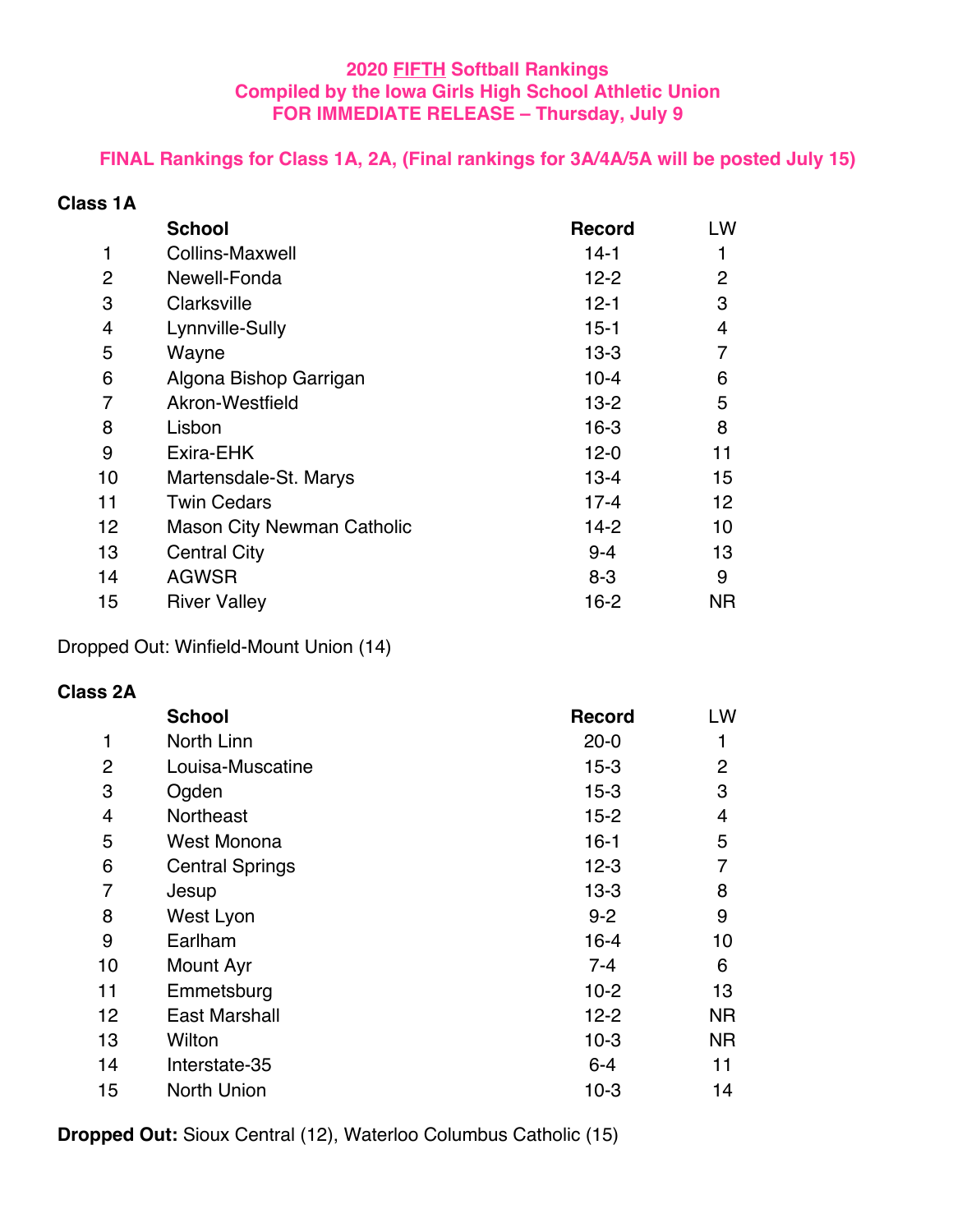**2020 FIFTH Softball Rankings**
**Compiled by the Iowa Girls High School Athletic Union**
**FOR IMMEDIATE RELEASE – Thursday, July 9**

**FINAL Rankings for Class 1A, 2A, (Final rankings for 3A/4A/5A will be posted July 15)**

**Class 1A**

| | School | Record | LW |
|---|---|---|---|
| 1 | Collins-Maxwell | 14-1 | 1 |
| 2 | Newell-Fonda | 12-2 | 2 |
| 3 | Clarksville | 12-1 | 3 |
| 4 | Lynnville-Sully | 15-1 | 4 |
| 5 | Wayne | 13-3 | 7 |
| 6 | Algona Bishop Garrigan | 10-4 | 6 |
| 7 | Akron-Westfield | 13-2 | 5 |
| 8 | Lisbon | 16-3 | 8 |
| 9 | Exira-EHK | 12-0 | 11 |
| 10 | Martensdale-St. Marys | 13-4 | 15 |
| 11 | Twin Cedars | 17-4 | 12 |
| 12 | Mason City Newman Catholic | 14-2 | 10 |
| 13 | Central City | 9-4 | 13 |
| 14 | AGWSR | 8-3 | 9 |
| 15 | River Valley | 16-2 | NR |

Dropped Out: Winfield-Mount Union (14)

**Class 2A**

| | School | Record | LW |
|---|---|---|---|
| 1 | North Linn | 20-0 | 1 |
| 2 | Louisa-Muscatine | 15-3 | 2 |
| 3 | Ogden | 15-3 | 3 |
| 4 | Northeast | 15-2 | 4 |
| 5 | West Monona | 16-1 | 5 |
| 6 | Central Springs | 12-3 | 7 |
| 7 | Jesup | 13-3 | 8 |
| 8 | West Lyon | 9-2 | 9 |
| 9 | Earlham | 16-4 | 10 |
| 10 | Mount Ayr | 7-4 | 6 |
| 11 | Emmetsburg | 10-2 | 13 |
| 12 | East Marshall | 12-2 | NR |
| 13 | Wilton | 10-3 | NR |
| 14 | Interstate-35 | 6-4 | 11 |
| 15 | North Union | 10-3 | 14 |

**Dropped Out:** Sioux Central (12), Waterloo Columbus Catholic (15)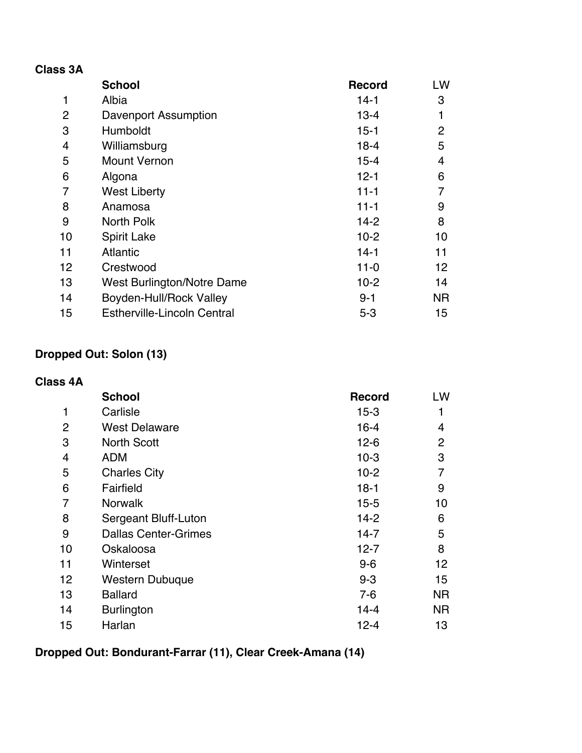**Class 3A**

| | School | Record | LW |
|---|---|---|---|
| 1 | Albia | 14-1 | 3 |
| 2 | Davenport Assumption | 13-4 | 1 |
| 3 | Humboldt | 15-1 | 2 |
| 4 | Williamsburg | 18-4 | 5 |
| 5 | Mount Vernon | 15-4 | 4 |
| 6 | Algona | 12-1 | 6 |
| 7 | West Liberty | 11-1 | 7 |
| 8 | Anamosa | 11-1 | 9 |
| 9 | North Polk | 14-2 | 8 |
| 10 | Spirit Lake | 10-2 | 10 |
| 11 | Atlantic | 14-1 | 11 |
| 12 | Crestwood | 11-0 | 12 |
| 13 | West Burlington/Notre Dame | 10-2 | 14 |
| 14 | Boyden-Hull/Rock Valley | 9-1 | NR |
| 15 | Estherville-Lincoln Central | 5-3 | 15 |

**Dropped Out: Solon (13)**

**Class 4A**

| | School | Record | LW |
|---|---|---|---|
| 1 | Carlisle | 15-3 | 1 |
| 2 | West Delaware | 16-4 | 4 |
| 3 | North Scott | 12-6 | 2 |
| 4 | ADM | 10-3 | 3 |
| 5 | Charles City | 10-2 | 7 |
| 6 | Fairfield | 18-1 | 9 |
| 7 | Norwalk | 15-5 | 10 |
| 8 | Sergeant Bluff-Luton | 14-2 | 6 |
| 9 | Dallas Center-Grimes | 14-7 | 5 |
| 10 | Oskaloosa | 12-7 | 8 |
| 11 | Winterset | 9-6 | 12 |
| 12 | Western Dubuque | 9-3 | 15 |
| 13 | Ballard | 7-6 | NR |
| 14 | Burlington | 14-4 | NR |
| 15 | Harlan | 12-4 | 13 |

**Dropped Out: Bondurant-Farrar (11), Clear Creek-Amana (14)**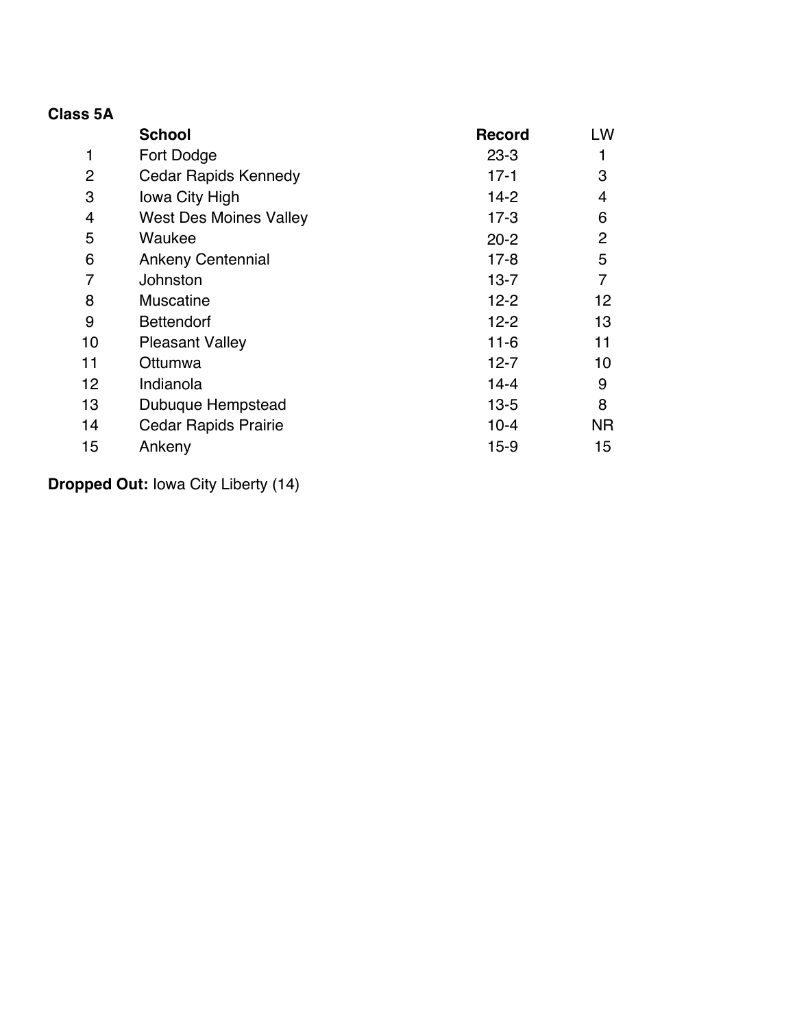**Class 5A**

| | School | Record | LW |
|---|---|---|---|
| 1 | Fort Dodge | 23-3 | 1 |
| 2 | Cedar Rapids Kennedy | 17-1 | 3 |
| 3 | Iowa City High | 14-2 | 4 |
| 4 | West Des Moines Valley | 17-3 | 6 |
| 5 | Waukee | 20-2 | 2 |
| 6 | Ankeny Centennial | 17-8 | 5 |
| 7 | Johnston | 13-7 | 7 |
| 8 | Muscatine | 12-2 | 12 |
| 9 | Bettendorf | 12-2 | 13 |
| 10 | Pleasant Valley | 11-6 | 11 |
| 11 | Ottumwa | 12-7 | 10 |
| 12 | Indianola | 14-4 | 9 |
| 13 | Dubuque Hempstead | 13-5 | 8 |
| 14 | Cedar Rapids Prairie | 10-4 | NR |
| 15 | Ankeny | 15-9 | 15 |

**Dropped Out:** Iowa City Liberty (14)